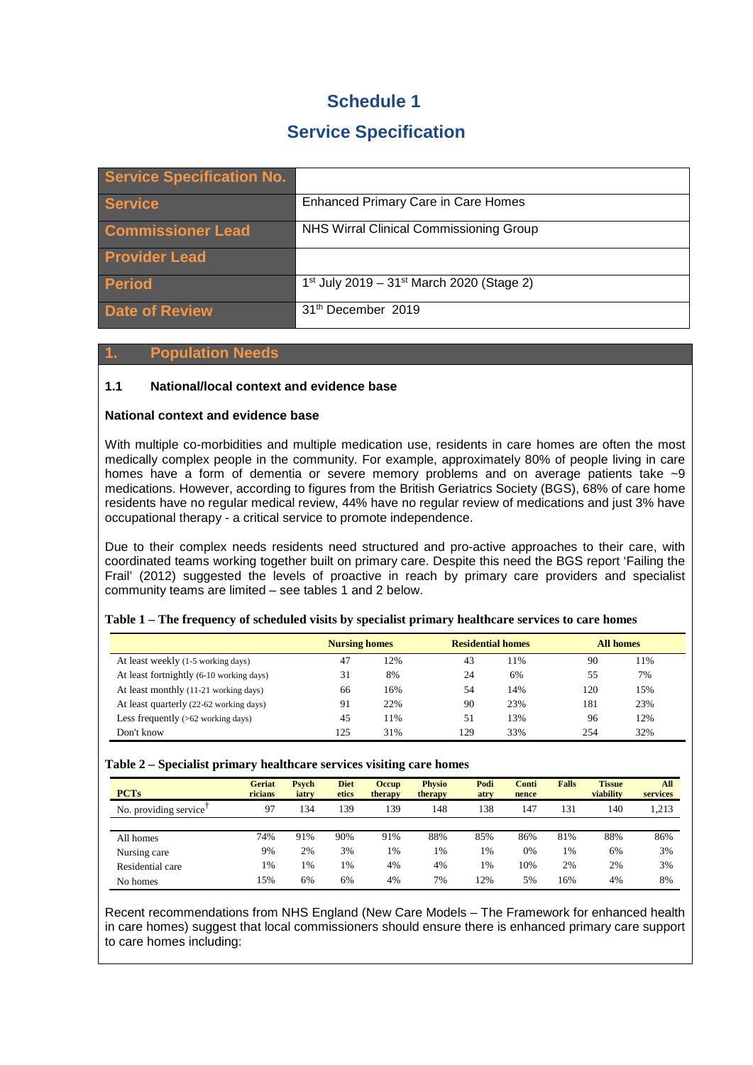# Schedule 1

## Service Specification

| Service Specification No. | |
|---|---|
| Service | Enhanced Primary Care in Care Homes |
| Commissioner Lead | NHS Wirral Clinical Commissioning Group |
| Provider Lead | |
| Period | 1st July 2019 – 31st March 2020 (Stage 2) |
| Date of Review | 31th December 2019 |

## 1. Population Needs

### 1.1 National/local context and evidence base

**National context and evidence base**

With multiple co-morbidities and multiple medication use, residents in care homes are often the most medically complex people in the community. For example, approximately 80% of people living in care homes have a form of dementia or severe memory problems and on average patients take ~9 medications. However, according to figures from the British Geriatrics Society (BGS), 68% of care home residents have no regular medical review, 44% have no regular review of medications and just 3% have occupational therapy - a critical service to promote independence.

Due to their complex needs residents need structured and pro-active approaches to their care, with coordinated teams working together built on primary care. Despite this need the BGS report 'Failing the Frail' (2012) suggested the levels of proactive in reach by primary care providers and specialist community teams are limited – see tables 1 and 2 below.

**Table 1 – The frequency of scheduled visits by specialist primary healthcare services to care homes**

| | Nursing homes | | Residential homes | | All homes | |
|---|---|---|---|---|---|---|
| At least weekly (1-5 working days) | 47 | 12% | 43 | 11% | 90 | 11% |
| At least fortnightly (6-10 working days) | 31 | 8% | 24 | 6% | 55 | 7% |
| At least monthly (11-21 working days) | 66 | 16% | 54 | 14% | 120 | 15% |
| At least quarterly (22-62 working days) | 91 | 22% | 90 | 23% | 181 | 23% |
| Less frequently (>62 working days) | 45 | 11% | 51 | 13% | 96 | 12% |
| Don't know | 125 | 31% | 129 | 33% | 254 | 32% |

**Table 2 – Specialist primary healthcare services visiting care homes**

| PCTs | Geriatricians | Psychiatry | Dietetics | Occup therapy | Physio therapy | Podiatry | Continence | Falls | Tissue viability | All services |
|---|---|---|---|---|---|---|---|---|---|---|
| No. providing service[†] | 97 | 134 | 139 | 139 | 148 | 138 | 147 | 131 | 140 | 1,213 |
| All homes | 74% | 91% | 90% | 91% | 88% | 85% | 86% | 81% | 88% | 86% |
| Nursing care | 9% | 2% | 3% | 1% | 1% | 1% | 0% | 1% | 6% | 3% |
| Residential care | 1% | 1% | 1% | 4% | 4% | 1% | 10% | 2% | 2% | 3% |
| No homes | 15% | 6% | 6% | 4% | 7% | 12% | 5% | 16% | 4% | 8% |

Recent recommendations from NHS England (New Care Models – The Framework for enhanced health in care homes) suggest that local commissioners should ensure there is enhanced primary care support to care homes including: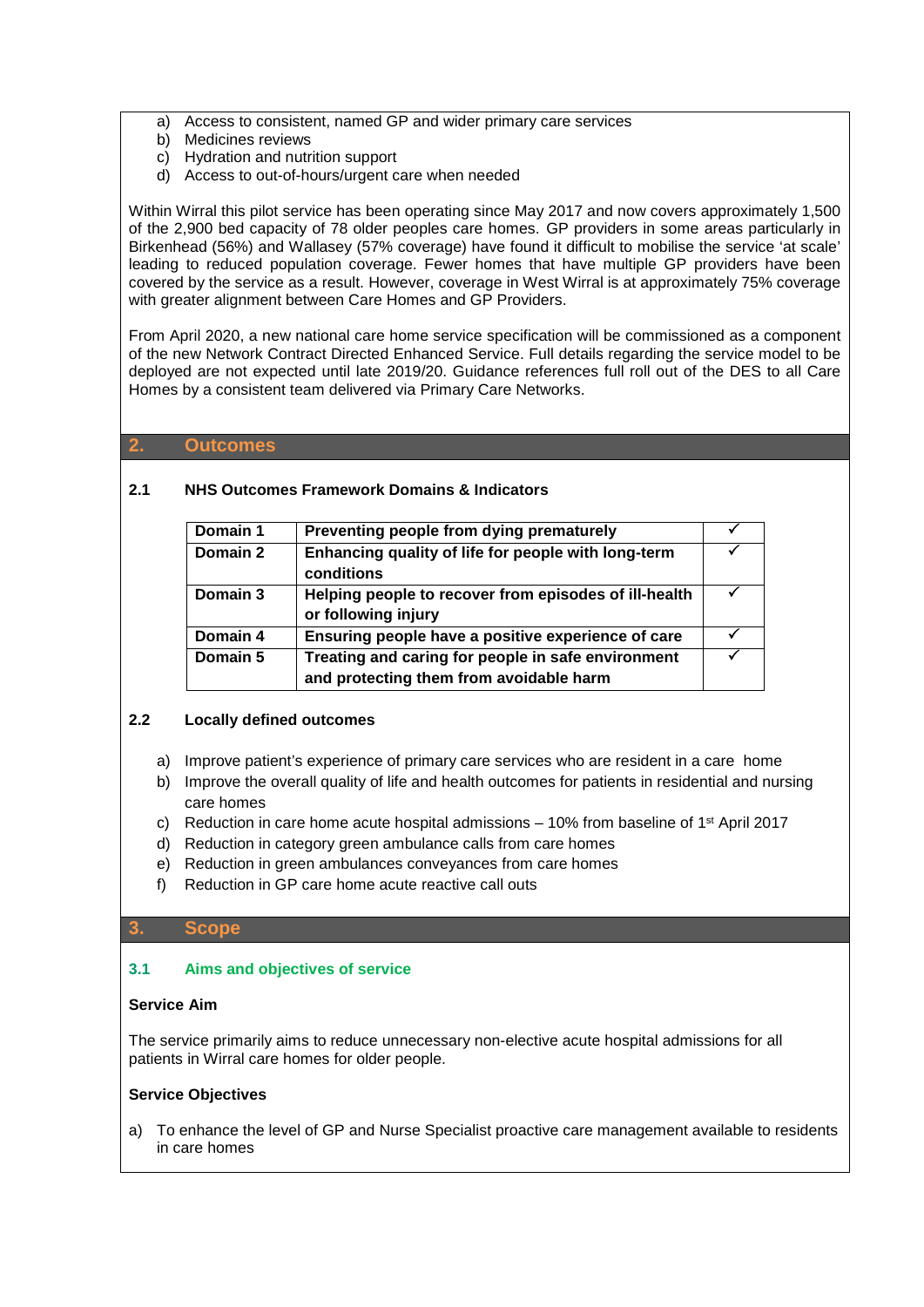a) Access to consistent, named GP and wider primary care services
b) Medicines reviews
c) Hydration and nutrition support
d) Access to out-of-hours/urgent care when needed

Within Wirral this pilot service has been operating since May 2017 and now covers approximately 1,500 of the 2,900 bed capacity of 78 older peoples care homes. GP providers in some areas particularly in Birkenhead (56%) and Wallasey (57% coverage) have found it difficult to mobilise the service 'at scale' leading to reduced population coverage. Fewer homes that have multiple GP providers have been covered by the service as a result. However, coverage in West Wirral is at approximately 75% coverage with greater alignment between Care Homes and GP Providers.

From April 2020, a new national care home service specification will be commissioned as a component of the new Network Contract Directed Enhanced Service. Full details regarding the service model to be deployed are not expected until late 2019/20. Guidance references full roll out of the DES to all Care Homes by a consistent team delivered via Primary Care Networks.

## 2. Outcomes

### 2.1 NHS Outcomes Framework Domains & Indicators

| | | |
|---|---|---|
| **Domain 1** | **Preventing people from dying prematurely** | ✓ |
| **Domain 2** | **Enhancing quality of life for people with long-term conditions** | ✓ |
| **Domain 3** | **Helping people to recover from episodes of ill-health or following injury** | ✓ |
| **Domain 4** | **Ensuring people have a positive experience of care** | ✓ |
| **Domain 5** | **Treating and caring for people in safe environment and protecting them from avoidable harm** | ✓ |

### 2.2 Locally defined outcomes

a) Improve patient's experience of primary care services who are resident in a care home
b) Improve the overall quality of life and health outcomes for patients in residential and nursing care homes
c) Reduction in care home acute hospital admissions – 10% from baseline of 1st April 2017
d) Reduction in category green ambulance calls from care homes
e) Reduction in green ambulances conveyances from care homes
f) Reduction in GP care home acute reactive call outs

## 3. Scope

### 3.1 Aims and objectives of service

**Service Aim**

The service primarily aims to reduce unnecessary non-elective acute hospital admissions for all patients in Wirral care homes for older people.

**Service Objectives**

a) To enhance the level of GP and Nurse Specialist proactive care management available to residents in care homes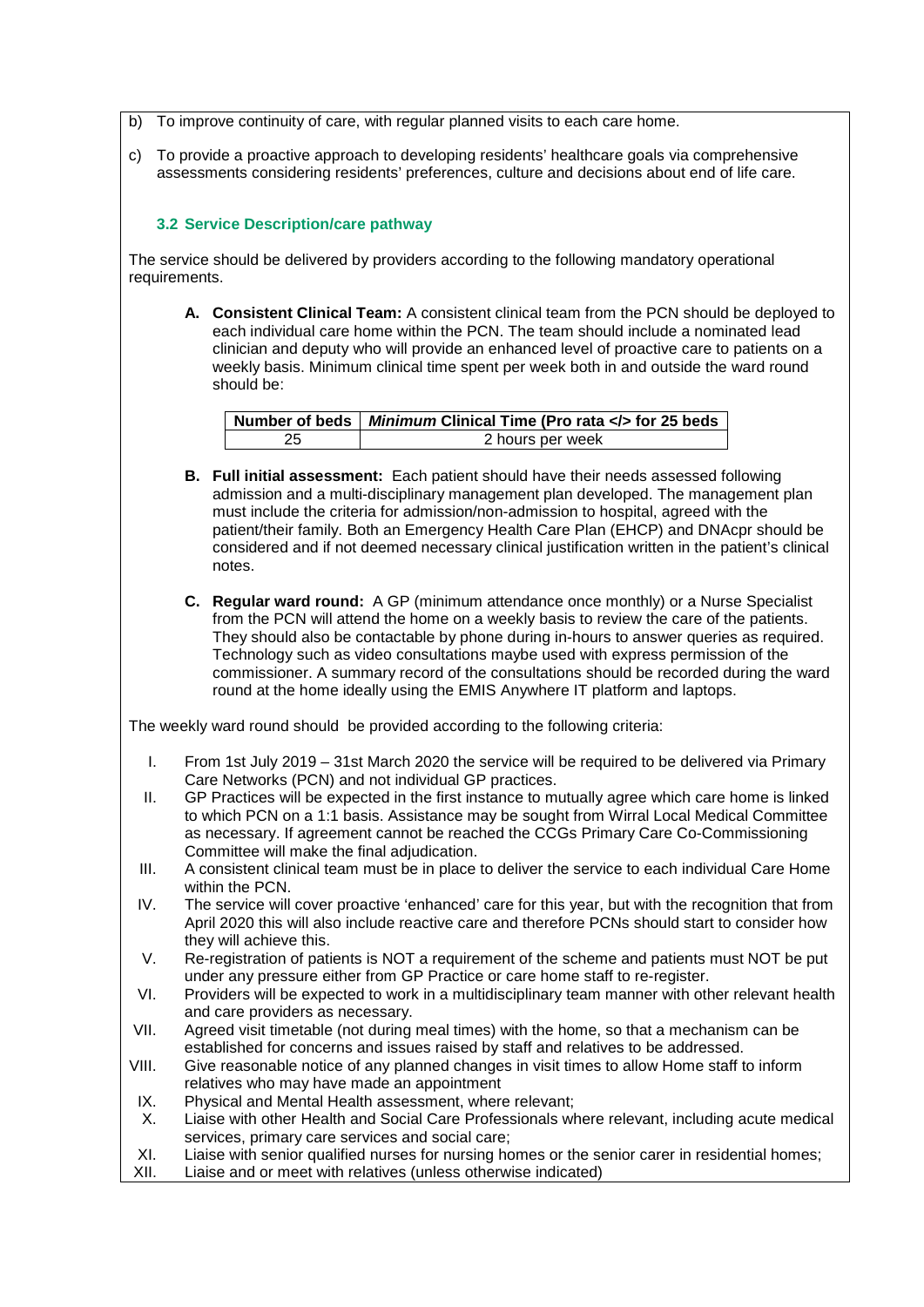b) To improve continuity of care, with regular planned visits to each care home.

c) To provide a proactive approach to developing residents' healthcare goals via comprehensive assessments considering residents' preferences, culture and decisions about end of life care.

### 3.2 Service Description/care pathway

The service should be delivered by providers according to the following mandatory operational requirements.

**A. Consistent Clinical Team:** A consistent clinical team from the PCN should be deployed to each individual care home within the PCN. The team should include a nominated lead clinician and deputy who will provide an enhanced level of proactive care to patients on a weekly basis. Minimum clinical time spent per week both in and outside the ward round should be:

| Number of beds | *Minimum* Clinical Time (Pro rata </> for 25 beds |
| --- | --- |
| 25 | 2 hours per week |

**B. Full initial assessment:** Each patient should have their needs assessed following admission and a multi-disciplinary management plan developed. The management plan must include the criteria for admission/non-admission to hospital, agreed with the patient/their family. Both an Emergency Health Care Plan (EHCP) and DNAcpr should be considered and if not deemed necessary clinical justification written in the patient's clinical notes.

**C. Regular ward round:** A GP (minimum attendance once monthly) or a Nurse Specialist from the PCN will attend the home on a weekly basis to review the care of the patients. They should also be contactable by phone during in-hours to answer queries as required. Technology such as video consultations maybe used with express permission of the commissioner. A summary record of the consultations should be recorded during the ward round at the home ideally using the EMIS Anywhere IT platform and laptops.

The weekly ward round should be provided according to the following criteria:

I. From 1st July 2019 – 31st March 2020 the service will be required to be delivered via Primary Care Networks (PCN) and not individual GP practices.
II. GP Practices will be expected in the first instance to mutually agree which care home is linked to which PCN on a 1:1 basis. Assistance may be sought from Wirral Local Medical Committee as necessary. If agreement cannot be reached the CCGs Primary Care Co-Commissioning Committee will make the final adjudication.
III. A consistent clinical team must be in place to deliver the service to each individual Care Home within the PCN.
IV. The service will cover proactive 'enhanced' care for this year, but with the recognition that from April 2020 this will also include reactive care and therefore PCNs should start to consider how they will achieve this.
V. Re-registration of patients is NOT a requirement of the scheme and patients must NOT be put under any pressure either from GP Practice or care home staff to re-register.
VI. Providers will be expected to work in a multidisciplinary team manner with other relevant health and care providers as necessary.
VII. Agreed visit timetable (not during meal times) with the home, so that a mechanism can be established for concerns and issues raised by staff and relatives to be addressed.
VIII. Give reasonable notice of any planned changes in visit times to allow Home staff to inform relatives who may have made an appointment
IX. Physical and Mental Health assessment, where relevant;
X. Liaise with other Health and Social Care Professionals where relevant, including acute medical services, primary care services and social care;
XI. Liaise with senior qualified nurses for nursing homes or the senior carer in residential homes;
XII. Liaise and or meet with relatives (unless otherwise indicated)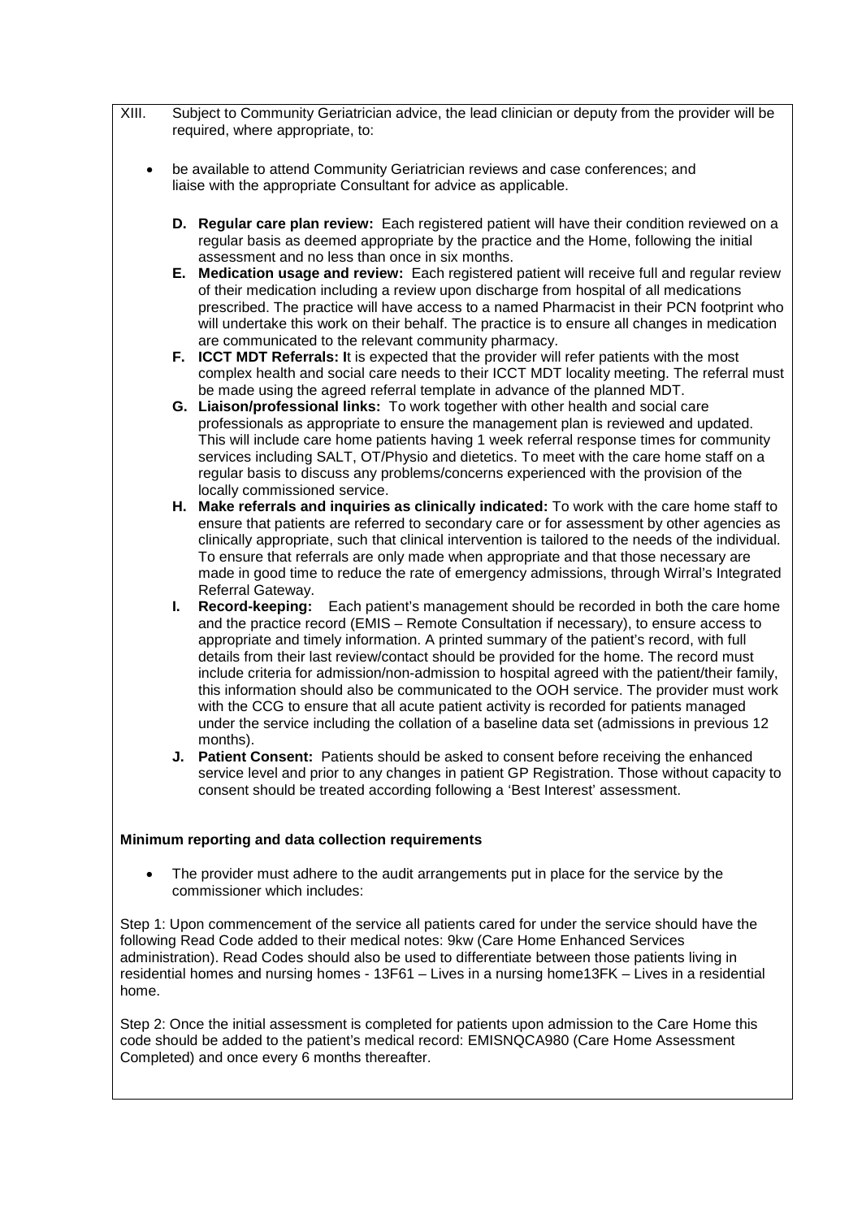XIII. Subject to Community Geriatrician advice, the lead clinician or deputy from the provider will be required, where appropriate, to:

- be available to attend Community Geriatrician reviews and case conferences; and liaise with the appropriate Consultant for advice as applicable.

D. **Regular care plan review:** Each registered patient will have their condition reviewed on a regular basis as deemed appropriate by the practice and the Home, following the initial assessment and no less than once in six months.

E. **Medication usage and review:** Each registered patient will receive full and regular review of their medication including a review upon discharge from hospital of all medications prescribed. The practice will have access to a named Pharmacist in their PCN footprint who will undertake this work on their behalf. The practice is to ensure all changes in medication are communicated to the relevant community pharmacy.

F. **ICCT MDT Referrals: I**t is expected that the provider will refer patients with the most complex health and social care needs to their ICCT MDT locality meeting. The referral must be made using the agreed referral template in advance of the planned MDT.

G. **Liaison/professional links:** To work together with other health and social care professionals as appropriate to ensure the management plan is reviewed and updated. This will include care home patients having 1 week referral response times for community services including SALT, OT/Physio and dietetics. To meet with the care home staff on a regular basis to discuss any problems/concerns experienced with the provision of the locally commissioned service.

H. **Make referrals and inquiries as clinically indicated:** To work with the care home staff to ensure that patients are referred to secondary care or for assessment by other agencies as clinically appropriate, such that clinical intervention is tailored to the needs of the individual. To ensure that referrals are only made when appropriate and that those necessary are made in good time to reduce the rate of emergency admissions, through Wirral's Integrated Referral Gateway.

I. **Record-keeping:** Each patient's management should be recorded in both the care home and the practice record (EMIS – Remote Consultation if necessary), to ensure access to appropriate and timely information. A printed summary of the patient's record, with full details from their last review/contact should be provided for the home. The record must include criteria for admission/non-admission to hospital agreed with the patient/their family, this information should also be communicated to the OOH service. The provider must work with the CCG to ensure that all acute patient activity is recorded for patients managed under the service including the collation of a baseline data set (admissions in previous 12 months).

J. **Patient Consent:** Patients should be asked to consent before receiving the enhanced service level and prior to any changes in patient GP Registration. Those without capacity to consent should be treated according following a 'Best Interest' assessment.

**Minimum reporting and data collection requirements**

- The provider must adhere to the audit arrangements put in place for the service by the commissioner which includes:

Step 1: Upon commencement of the service all patients cared for under the service should have the following Read Code added to their medical notes: 9kw (Care Home Enhanced Services administration). Read Codes should also be used to differentiate between those patients living in residential homes and nursing homes - 13F61 – Lives in a nursing home13FK – Lives in a residential home.

Step 2: Once the initial assessment is completed for patients upon admission to the Care Home this code should be added to the patient's medical record: EMISNQCA980 (Care Home Assessment Completed) and once every 6 months thereafter.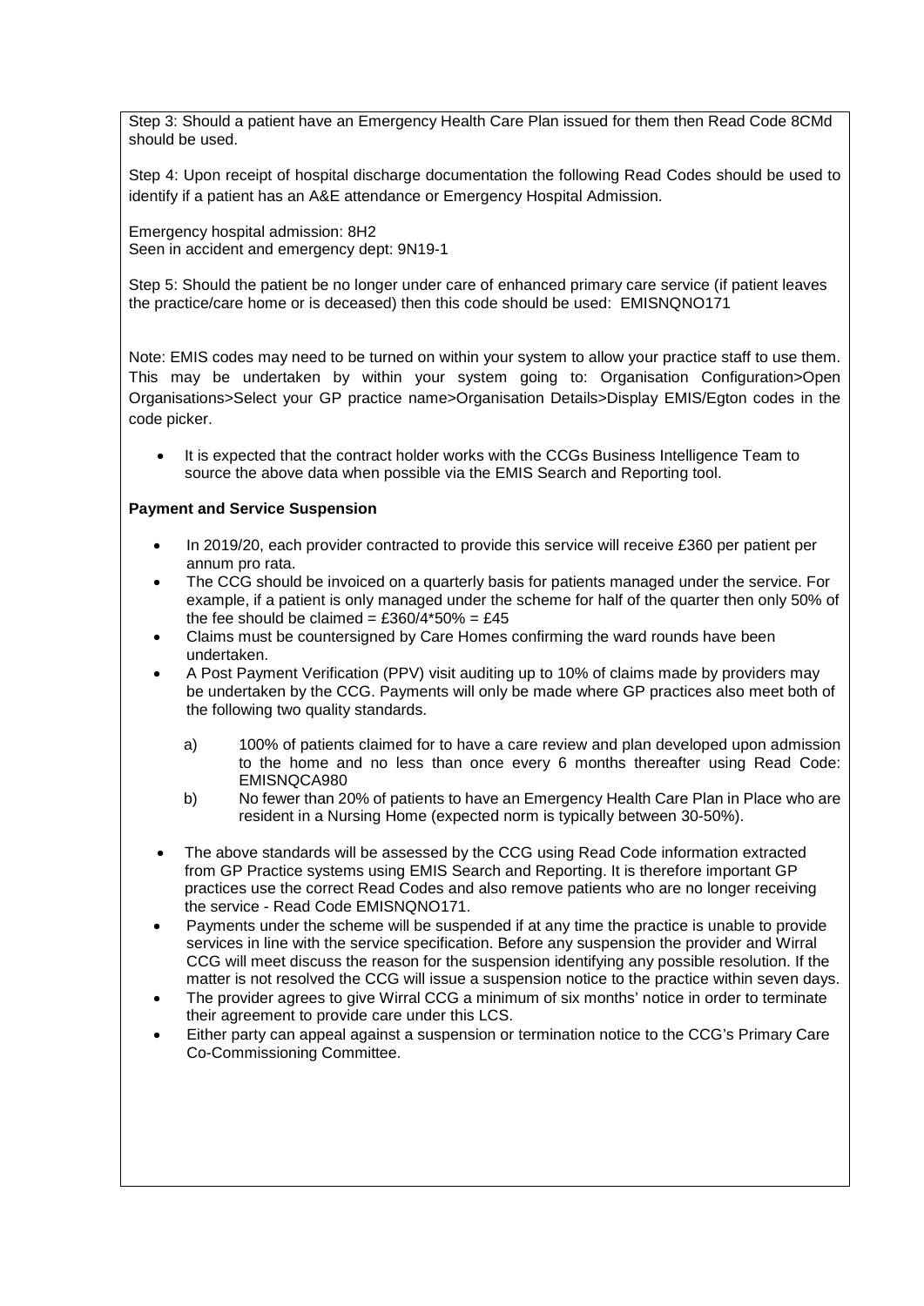Step 3: Should a patient have an Emergency Health Care Plan issued for them then Read Code 8CMd should be used.

Step 4: Upon receipt of hospital discharge documentation the following Read Codes should be used to identify if a patient has an A&E attendance or Emergency Hospital Admission.

Emergency hospital admission: 8H2
Seen in accident and emergency dept: 9N19-1

Step 5: Should the patient be no longer under care of enhanced primary care service (if patient leaves the practice/care home or is deceased) then this code should be used: EMISNQNO171

Note: EMIS codes may need to be turned on within your system to allow your practice staff to use them. This may be undertaken by within your system going to: Organisation Configuration>Open Organisations>Select your GP practice name>Organisation Details>Display EMIS/Egton codes in the code picker.

- It is expected that the contract holder works with the CCGs Business Intelligence Team to source the above data when possible via the EMIS Search and Reporting tool.

**Payment and Service Suspension**

- In 2019/20, each provider contracted to provide this service will receive £360 per patient per annum pro rata.
- The CCG should be invoiced on a quarterly basis for patients managed under the service. For example, if a patient is only managed under the scheme for half of the quarter then only 50% of the fee should be claimed = £360/4*50% = £45
- Claims must be countersigned by Care Homes confirming the ward rounds have been undertaken.
- A Post Payment Verification (PPV) visit auditing up to 10% of claims made by providers may be undertaken by the CCG. Payments will only be made where GP practices also meet both of the following two quality standards.

  a) 100% of patients claimed for to have a care review and plan developed upon admission to the home and no less than once every 6 months thereafter using Read Code: EMISNQCA980

  b) No fewer than 20% of patients to have an Emergency Health Care Plan in Place who are resident in a Nursing Home (expected norm is typically between 30-50%).

- The above standards will be assessed by the CCG using Read Code information extracted from GP Practice systems using EMIS Search and Reporting. It is therefore important GP practices use the correct Read Codes and also remove patients who are no longer receiving the service - Read Code EMISNQNO171.
- Payments under the scheme will be suspended if at any time the practice is unable to provide services in line with the service specification. Before any suspension the provider and Wirral CCG will meet discuss the reason for the suspension identifying any possible resolution. If the matter is not resolved the CCG will issue a suspension notice to the practice within seven days.
- The provider agrees to give Wirral CCG a minimum of six months' notice in order to terminate their agreement to provide care under this LCS.
- Either party can appeal against a suspension or termination notice to the CCG's Primary Care Co-Commissioning Committee.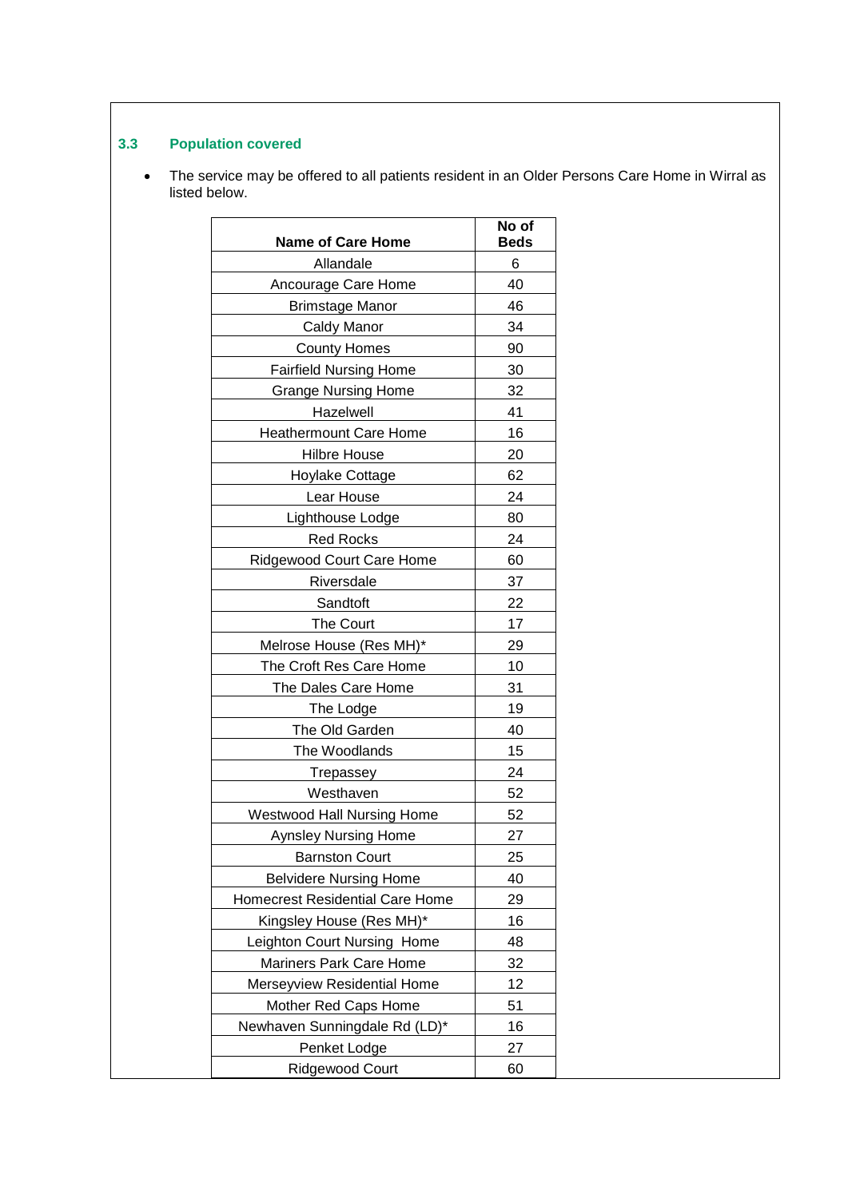### 3.3 Population covered

- The service may be offered to all patients resident in an Older Persons Care Home in Wirral as listed below.

| Name of Care Home | No of Beds |
|---|---|
| Allandale | 6 |
| Ancourage Care Home | 40 |
| Brimstage Manor | 46 |
| Caldy Manor | 34 |
| County Homes | 90 |
| Fairfield Nursing Home | 30 |
| Grange Nursing Home | 32 |
| Hazelwell | 41 |
| Heathermount Care Home | 16 |
| Hilbre House | 20 |
| Hoylake Cottage | 62 |
| Lear House | 24 |
| Lighthouse Lodge | 80 |
| Red Rocks | 24 |
| Ridgewood Court Care Home | 60 |
| Riversdale | 37 |
| Sandtoft | 22 |
| The Court | 17 |
| Melrose House (Res MH)* | 29 |
| The Croft Res Care Home | 10 |
| The Dales Care Home | 31 |
| The Lodge | 19 |
| The Old Garden | 40 |
| The Woodlands | 15 |
| Trepassey | 24 |
| Westhaven | 52 |
| Westwood Hall Nursing Home | 52 |
| Aynsley Nursing Home | 27 |
| Barnston Court | 25 |
| Belvidere Nursing Home | 40 |
| Homecrest Residential Care Home | 29 |
| Kingsley House (Res MH)* | 16 |
| Leighton Court Nursing Home | 48 |
| Mariners Park Care Home | 32 |
| Merseyview Residential Home | 12 |
| Mother Red Caps Home | 51 |
| Newhaven Sunningdale Rd (LD)* | 16 |
| Penket Lodge | 27 |
| Ridgewood Court | 60 |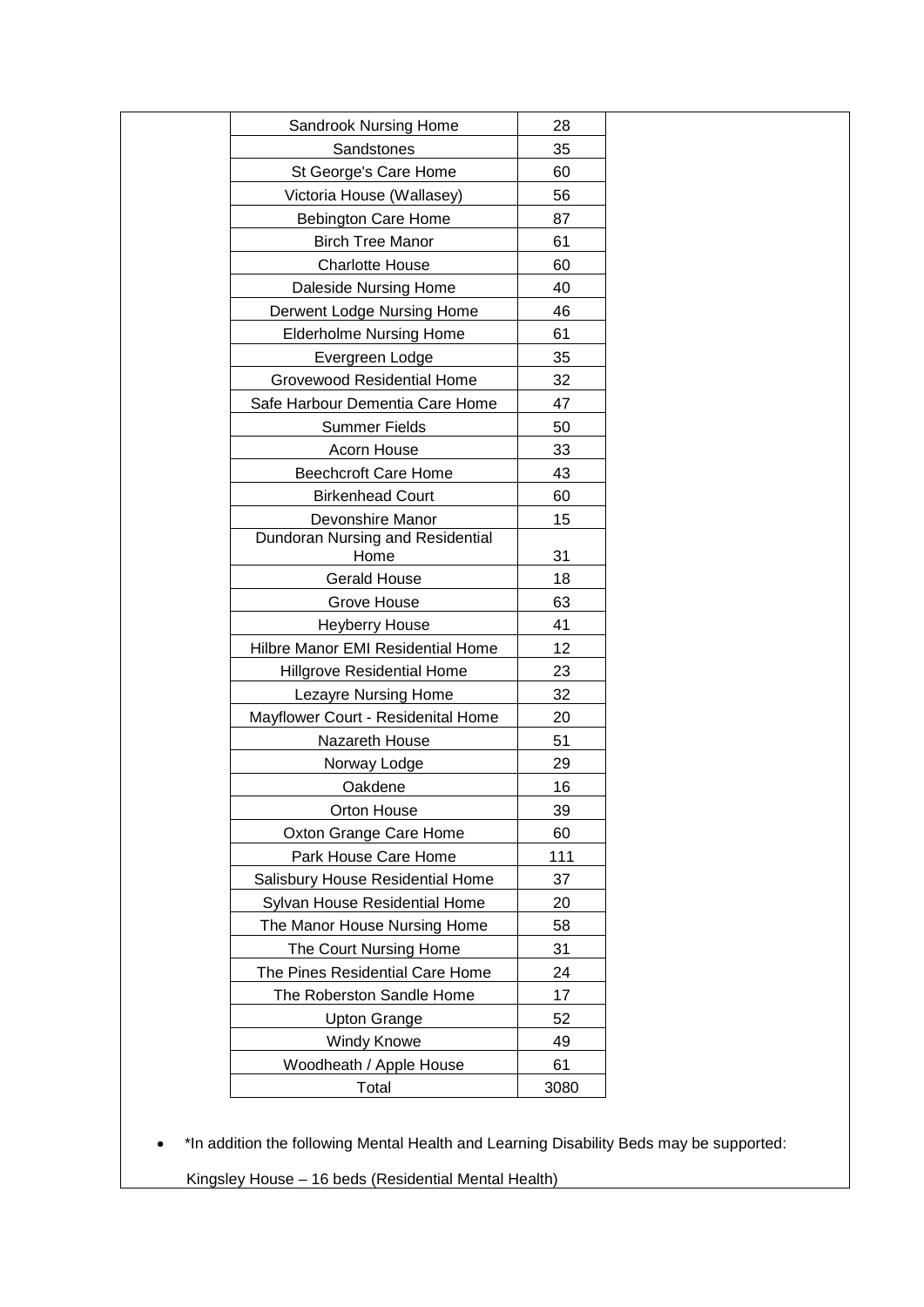| | |
|---|---|
| Sandrook Nursing Home | 28 |
| Sandstones | 35 |
| St George's Care Home | 60 |
| Victoria House (Wallasey) | 56 |
| Bebington Care Home | 87 |
| Birch Tree Manor | 61 |
| Charlotte House | 60 |
| Daleside Nursing Home | 40 |
| Derwent Lodge Nursing Home | 46 |
| Elderholme Nursing Home | 61 |
| Evergreen Lodge | 35 |
| Grovewood Residential Home | 32 |
| Safe Harbour Dementia Care Home | 47 |
| Summer Fields | 50 |
| Acorn House | 33 |
| Beechcroft Care Home | 43 |
| Birkenhead Court | 60 |
| Devonshire Manor | 15 |
| Dundoran Nursing and Residential Home | 31 |
| Gerald House | 18 |
| Grove House | 63 |
| Heyberry House | 41 |
| Hilbre Manor EMI Residential Home | 12 |
| Hillgrove Residential Home | 23 |
| Lezayre Nursing Home | 32 |
| Mayflower Court - Residenital Home | 20 |
| Nazareth House | 51 |
| Norway Lodge | 29 |
| Oakdene | 16 |
| Orton House | 39 |
| Oxton Grange Care Home | 60 |
| Park House Care Home | 111 |
| Salisbury House Residential Home | 37 |
| Sylvan House Residential Home | 20 |
| The Manor House Nursing Home | 58 |
| The Court Nursing Home | 31 |
| The Pines Residential Care Home | 24 |
| The Roberston Sandle Home | 17 |
| Upton Grange | 52 |
| Windy Knowe | 49 |
| Woodheath / Apple House | 61 |
| Total | 3080 |

- *In addition the following Mental Health and Learning Disability Beds may be supported:

  Kingsley House – 16 beds (Residential Mental Health)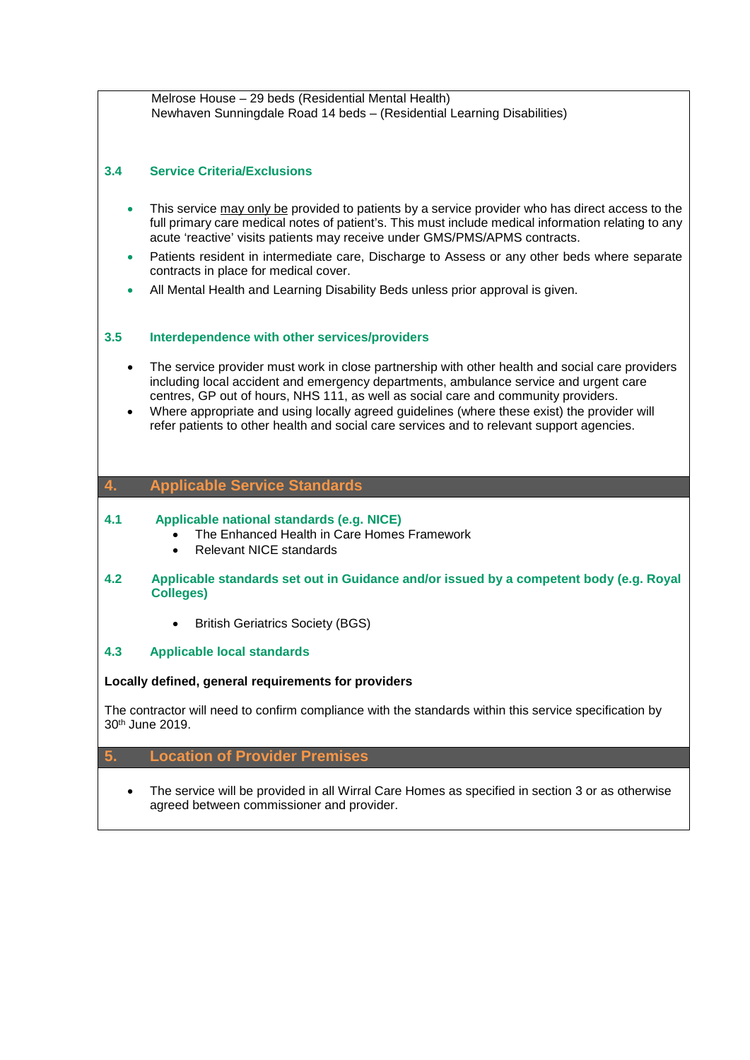Melrose House – 29 beds (Residential Mental Health)
Newhaven Sunningdale Road 14 beds – (Residential Learning Disabilities)

### 3.4 Service Criteria/Exclusions

- This service may only be provided to patients by a service provider who has direct access to the full primary care medical notes of patient's. This must include medical information relating to any acute 'reactive' visits patients may receive under GMS/PMS/APMS contracts.
- Patients resident in intermediate care, Discharge to Assess or any other beds where separate contracts in place for medical cover.
- All Mental Health and Learning Disability Beds unless prior approval is given.

### 3.5 Interdependence with other services/providers

- The service provider must work in close partnership with other health and social care providers including local accident and emergency departments, ambulance service and urgent care centres, GP out of hours, NHS 111, as well as social care and community providers.
- Where appropriate and using locally agreed guidelines (where these exist) the provider will refer patients to other health and social care services and to relevant support agencies.

## 4. Applicable Service Standards

### 4.1 Applicable national standards (e.g. NICE)

- The Enhanced Health in Care Homes Framework
- Relevant NICE standards

### 4.2 Applicable standards set out in Guidance and/or issued by a competent body (e.g. Royal Colleges)

- British Geriatrics Society (BGS)

### 4.3 Applicable local standards

**Locally defined, general requirements for providers**

The contractor will need to confirm compliance with the standards within this service specification by 30th June 2019.

## 5. Location of Provider Premises

- The service will be provided in all Wirral Care Homes as specified in section 3 or as otherwise agreed between commissioner and provider.